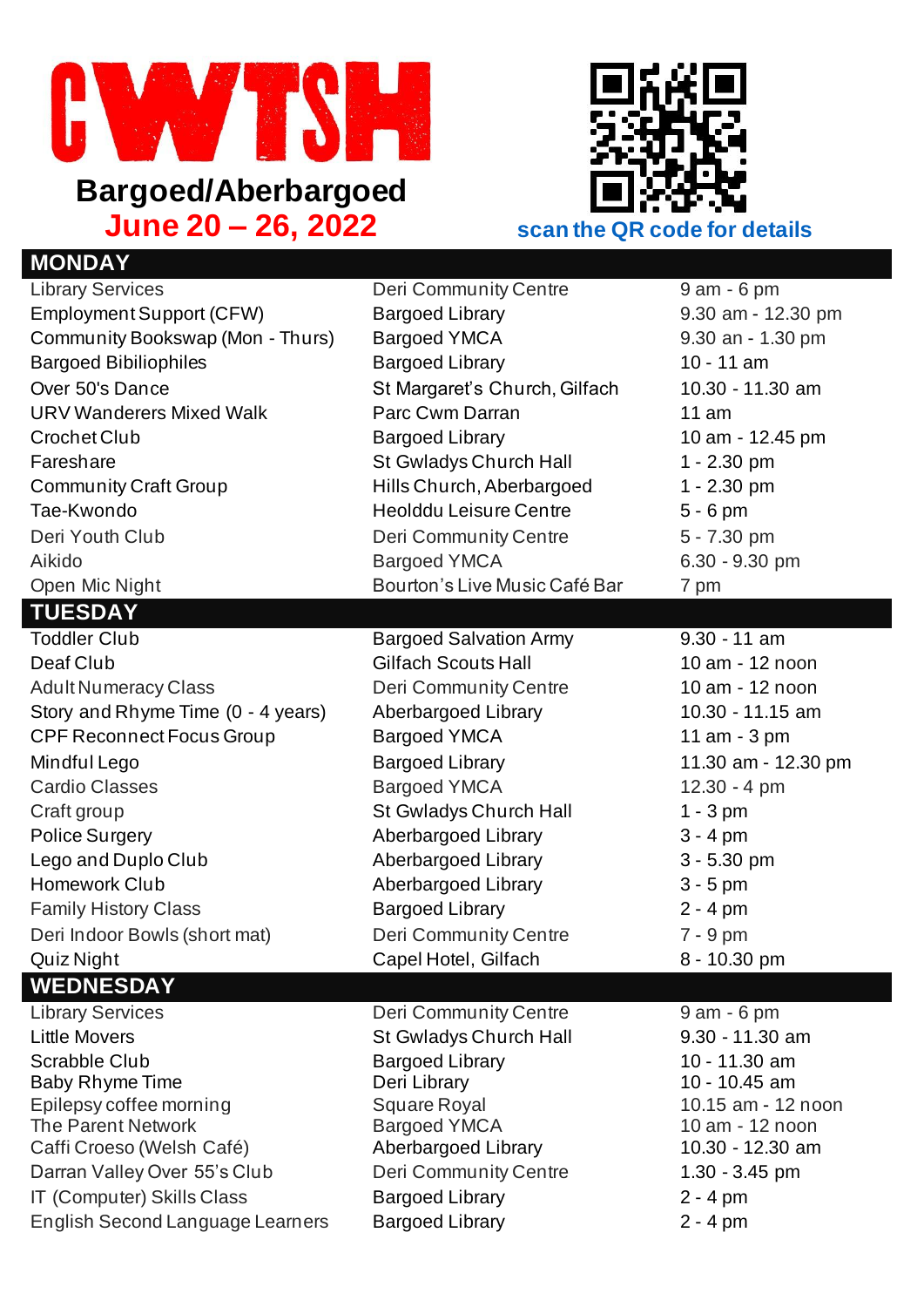# CWTSH

## Bargoed/Aberbargoed

**June 20 – 26, 2022**

scan the QR code for details

## MONDAY

| | | |
|---|---|---|
| Library Services | Deri Community Centre | 9 am - 6 pm |
| Employment Support (CFW) | Bargoed Library | 9.30 am - 12.30 pm |
| Community Bookswap (Mon - Thurs) | Bargoed YMCA | 9.30 an - 1.30 pm |
| Bargoed Bibiliophiles | Bargoed Library | 10 - 11 am |
| Over 50's Dance | St Margaret's Church, Gilfach | 10.30 - 11.30 am |
| URV Wanderers Mixed Walk | Parc Cwm Darran | 11 am |
| Crochet Club | Bargoed Library | 10 am - 12.45 pm |
| Fareshare | St Gwladys Church Hall | 1 - 2.30 pm |
| Community Craft Group | Hills Church, Aberbargoed | 1 - 2.30 pm |
| Tae-Kwondo | Heolddu Leisure Centre | 5 - 6 pm |
| Deri Youth Club | Deri Community Centre | 5 - 7.30 pm |
| Aikido | Bargoed YMCA | 6.30 - 9.30 pm |
| Open Mic Night | Bourton's Live Music Café Bar | 7 pm |

## TUESDAY

| | | |
|---|---|---|
| Toddler Club | Bargoed Salvation Army | 9.30 - 11 am |
| Deaf Club | Gilfach Scouts Hall | 10 am - 12 noon |
| Adult Numeracy Class | Deri Community Centre | 10 am - 12 noon |
| Story and Rhyme Time (0 - 4 years) | Aberbargoed Library | 10.30 - 11.15 am |
| CPF Reconnect Focus Group | Bargoed YMCA | 11 am - 3 pm |
| Mindful Lego | Bargoed Library | 11.30 am - 12.30 pm |
| Cardio Classes | Bargoed YMCA | 12.30 - 4 pm |
| Craft group | St Gwladys Church Hall | 1 - 3 pm |
| Police Surgery | Aberbargoed Library | 3 - 4 pm |
| Lego and Duplo Club | Aberbargoed Library | 3 - 5.30 pm |
| Homework Club | Aberbargoed Library | 3 - 5 pm |
| Family History Class | Bargoed Library | 2 - 4 pm |
| Deri Indoor Bowls (short mat) | Deri Community Centre | 7 - 9 pm |
| Quiz Night | Capel Hotel, Gilfach | 8 - 10.30 pm |

## WEDNESDAY

| | | |
|---|---|---|
| Library Services | Deri Community Centre | 9 am - 6 pm |
| Little Movers | St Gwladys Church Hall | 9.30 - 11.30 am |
| Scrabble Club | Bargoed Library | 10 - 11.30 am |
| Baby Rhyme Time | Deri Library | 10 - 10.45 am |
| Epilepsy coffee morning | Square Royal | 10.15 am - 12 noon |
| The Parent Network | Bargoed YMCA | 10 am - 12 noon |
| Caffi Croeso (Welsh Café) | Aberbargoed Library | 10.30 - 12.30 am |
| Darran Valley Over 55's Club | Deri Community Centre | 1.30 - 3.45 pm |
| IT (Computer) Skills Class | Bargoed Library | 2 - 4 pm |
| English Second Language Learners | Bargoed Library | 2 - 4 pm |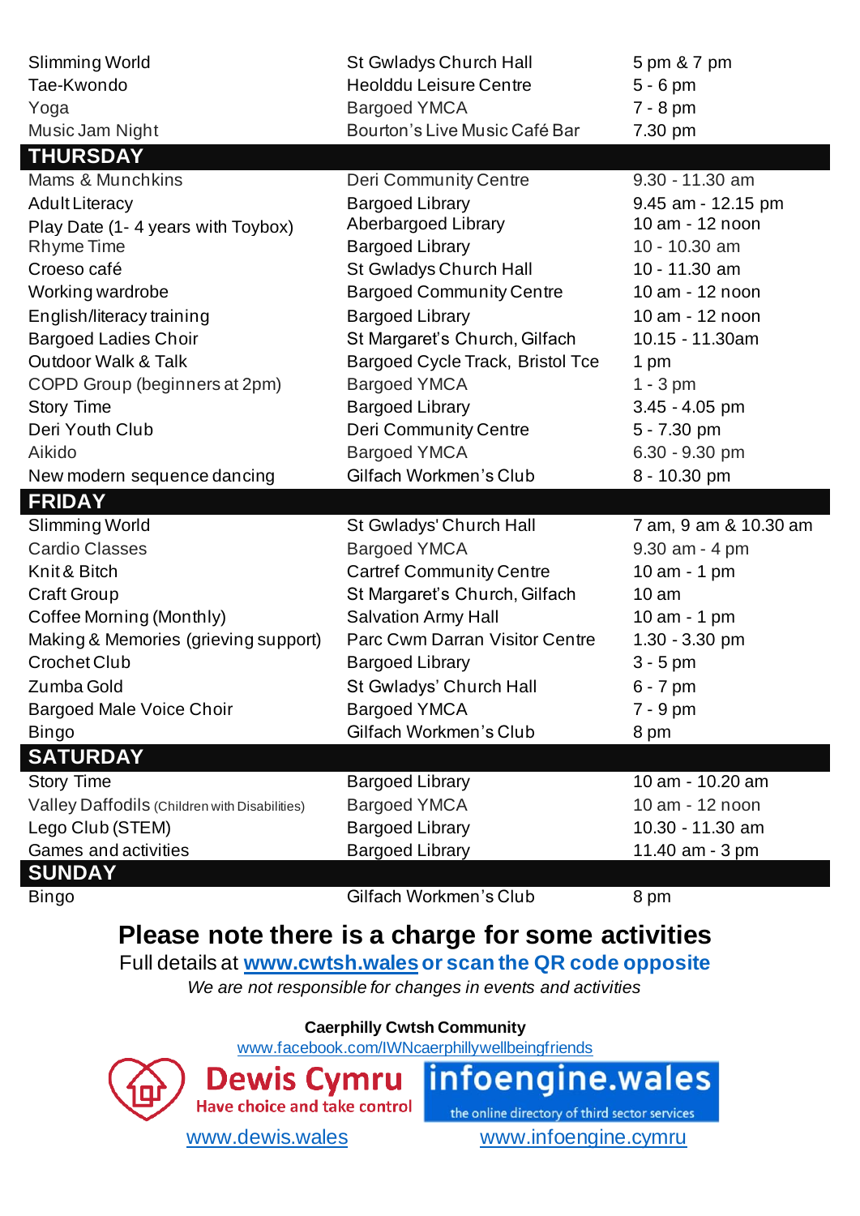| | | |
|---|---|---|
| Slimming World | St Gwladys Church Hall | 5 pm & 7 pm |
| Tae-Kwondo | Heolddu Leisure Centre | 5 - 6 pm |
| Yoga | Bargoed YMCA | 7 - 8 pm |
| Music Jam Night | Bourton's Live Music Café Bar | 7.30 pm |
| **THURSDAY** | | |
| Mams & Munchkins | Deri Community Centre | 9.30 - 11.30 am |
| Adult Literacy | Bargoed Library | 9.45 am - 12.15 pm |
| Play Date (1- 4 years with Toybox) | Aberbargoed Library | 10 am - 12 noon |
| Rhyme Time | Bargoed Library | 10 - 10.30 am |
| Croeso café | St Gwladys Church Hall | 10 - 11.30 am |
| Working wardrobe | Bargoed Community Centre | 10 am - 12 noon |
| English/literacy training | Bargoed Library | 10 am - 12 noon |
| Bargoed Ladies Choir | St Margaret's Church, Gilfach | 10.15 - 11.30am |
| Outdoor Walk & Talk | Bargoed Cycle Track, Bristol Tce | 1 pm |
| COPD Group (beginners at 2pm) | Bargoed YMCA | 1 - 3 pm |
| Story Time | Bargoed Library | 3.45 - 4.05 pm |
| Deri Youth Club | Deri Community Centre | 5 - 7.30 pm |
| Aikido | Bargoed YMCA | 6.30 - 9.30 pm |
| New modern sequence dancing | Gilfach Workmen's Club | 8 - 10.30 pm |
| **FRIDAY** | | |
| Slimming World | St Gwladys' Church Hall | 7 am, 9 am & 10.30 am |
| Cardio Classes | Bargoed YMCA | 9.30 am - 4 pm |
| Knit & Bitch | Cartref Community Centre | 10 am - 1 pm |
| Craft Group | St Margaret's Church, Gilfach | 10 am |
| Coffee Morning (Monthly) | Salvation Army Hall | 10 am - 1 pm |
| Making & Memories (grieving support) | Parc Cwm Darran Visitor Centre | 1.30 - 3.30 pm |
| Crochet Club | Bargoed Library | 3 - 5 pm |
| Zumba Gold | St Gwladys' Church Hall | 6 - 7 pm |
| Bargoed Male Voice Choir | Bargoed YMCA | 7 - 9 pm |
| Bingo | Gilfach Workmen's Club | 8 pm |
| **SATURDAY** | | |
| Story Time | Bargoed Library | 10 am - 10.20 am |
| Valley Daffodils (Children with Disabilities) | Bargoed YMCA | 10 am - 12 noon |
| Lego Club (STEM) | Bargoed Library | 10.30 - 11.30 am |
| Games and activities | Bargoed Library | 11.40 am - 3 pm |
| **SUNDAY** | | |
| Bingo | Gilfach Workmen's Club | 8 pm |

**Please note there is a charge for some activities**

Full details at **www.cwtsh.wales or scan the QR code opposite**

*We are not responsible for changes in events and activities*

**Caerphilly Cwtsh Community**

www.facebook.com/IWNcaerphillywellbeingfriends

Dewis Cymru
Have choice and take control

infoengine.wales
the online directory of third sector services

www.dewis.wales    www.infoengine.cymru